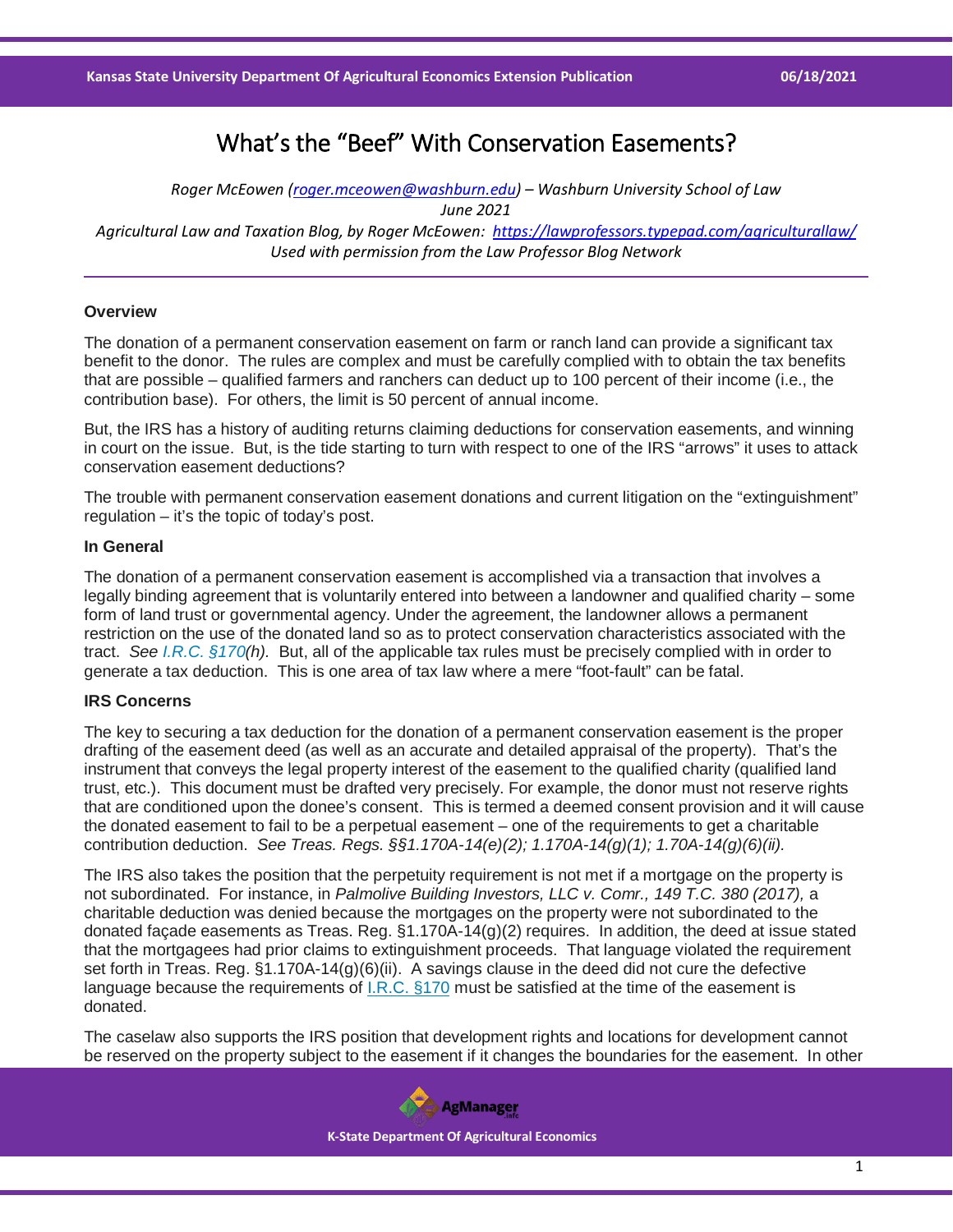# What's the "Beef" With Conservation Easements?

*Roger McEowen ([roger.mceowen@washburn.edu](mailto:roger.mceowen@washburn.edu)) – Washburn University School of Law*
*June 2021*
*Agricultural Law and Taxation Blog, by Roger McEowen: [https://lawprofessors.typepad.com/agriculturallaw/](https://lawprofessors.typepad.com/agriculturallaw/)*
*Used with permission from the Law Professor Blog Network*

---

### Overview

The donation of a permanent conservation easement on farm or ranch land can provide a significant tax benefit to the donor. The rules are complex and must be carefully complied with to obtain the tax benefits that are possible – qualified farmers and ranchers can deduct up to 100 percent of their income (i.e., the contribution base). For others, the limit is 50 percent of annual income.

But, the IRS has a history of auditing returns claiming deductions for conservation easements, and winning in court on the issue. But, is the tide starting to turn with respect to one of the IRS "arrows" it uses to attack conservation easement deductions?

The trouble with permanent conservation easement donations and current litigation on the "extinguishment" regulation – it's the topic of today's post.

### In General

The donation of a permanent conservation easement is accomplished via a transaction that involves a legally binding agreement that is voluntarily entered into between a landowner and qualified charity – some form of land trust or governmental agency. Under the agreement, the landowner allows a permanent restriction on the use of the donated land so as to protect conservation characteristics associated with the tract. *See I.R.C. §170(h).* But, all of the applicable tax rules must be precisely complied with in order to generate a tax deduction. This is one area of tax law where a mere "foot-fault" can be fatal.

### IRS Concerns

The key to securing a tax deduction for the donation of a permanent conservation easement is the proper drafting of the easement deed (as well as an accurate and detailed appraisal of the property). That's the instrument that conveys the legal property interest of the easement to the qualified charity (qualified land trust, etc.). This document must be drafted very precisely. For example, the donor must not reserve rights that are conditioned upon the donee's consent. This is termed a deemed consent provision and it will cause the donated easement to fail to be a perpetual easement – one of the requirements to get a charitable contribution deduction. *See Treas. Regs. §§1.170A-14(e)(2); 1.170A-14(g)(1); 1.70A-14(g)(6)(ii).*

The IRS also takes the position that the perpetuity requirement is not met if a mortgage on the property is not subordinated. For instance, in *Palmolive Building Investors, LLC v. Comr., 149 T.C. 380 (2017),* a charitable deduction was denied because the mortgages on the property were not subordinated to the donated façade easements as Treas. Reg. §1.170A-14(g)(2) requires. In addition, the deed at issue stated that the mortgagees had prior claims to extinguishment proceeds. That language violated the requirement set forth in Treas. Reg. §1.170A-14(g)(6)(ii). A savings clause in the deed did not cure the defective language because the requirements of I.R.C. §170 must be satisfied at the time of the easement is donated.

The caselaw also supports the IRS position that development rights and locations for development cannot be reserved on the property subject to the easement if it changes the boundaries for the easement. In other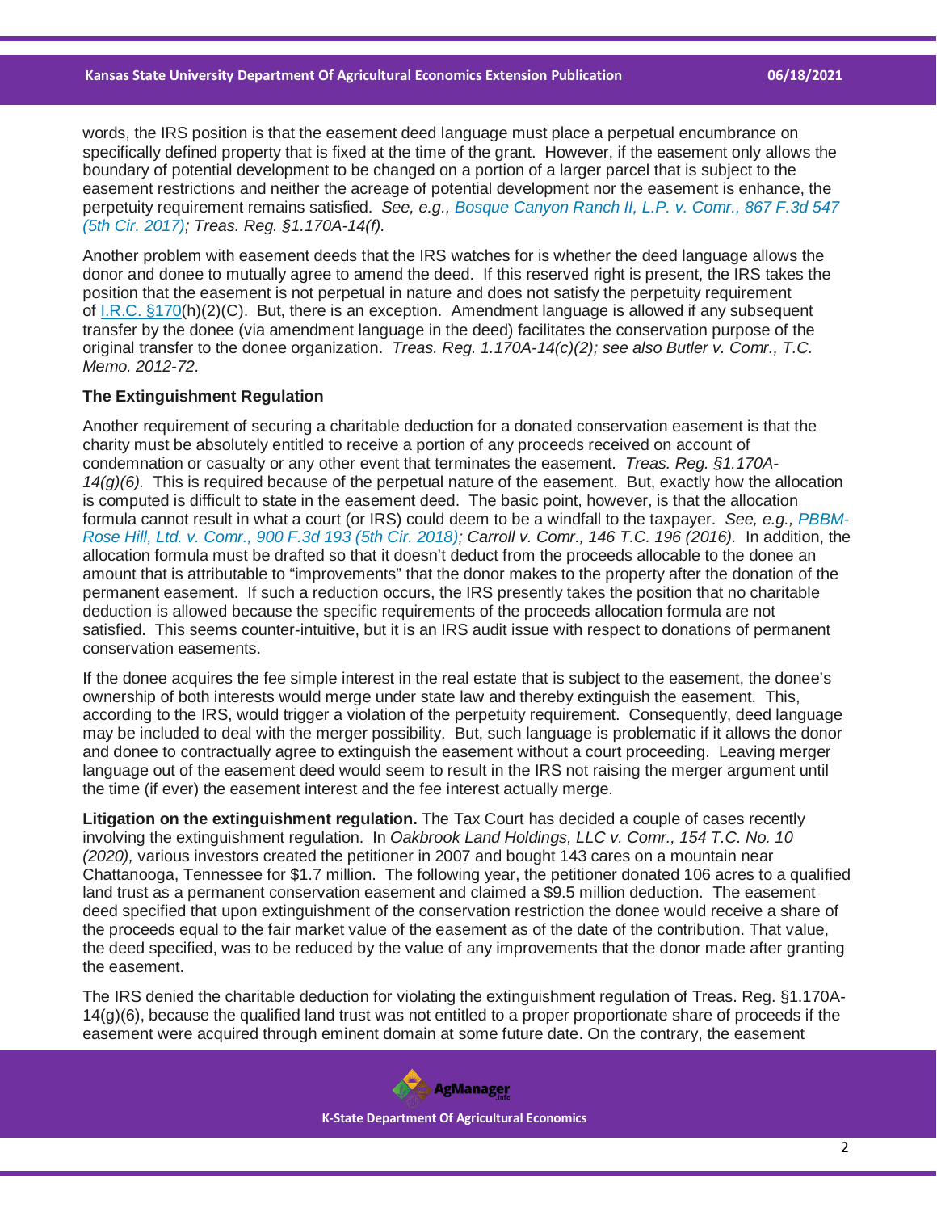words, the IRS position is that the easement deed language must place a perpetual encumbrance on specifically defined property that is fixed at the time of the grant. However, if the easement only allows the boundary of potential development to be changed on a portion of a larger parcel that is subject to the easement restrictions and neither the acreage of potential development nor the easement is enhance, the perpetuity requirement remains satisfied. *See, e.g., Bosque Canyon Ranch II, L.P. v. Comr., 867 F.3d 547 (5th Cir. 2017); Treas. Reg. §1.170A-14(f).*

Another problem with easement deeds that the IRS watches for is whether the deed language allows the donor and donee to mutually agree to amend the deed. If this reserved right is present, the IRS takes the position that the easement is not perpetual in nature and does not satisfy the perpetuity requirement of I.R.C. §170(h)(2)(C). But, there is an exception. Amendment language is allowed if any subsequent transfer by the donee (via amendment language in the deed) facilitates the conservation purpose of the original transfer to the donee organization. *Treas. Reg. 1.170A-14(c)(2); see also Butler v. Comr., T.C. Memo. 2012-72.*

**The Extinguishment Regulation**

Another requirement of securing a charitable deduction for a donated conservation easement is that the charity must be absolutely entitled to receive a portion of any proceeds received on account of condemnation or casualty or any other event that terminates the easement. *Treas. Reg. §1.170A-14(g)(6).* This is required because of the perpetual nature of the easement. But, exactly how the allocation is computed is difficult to state in the easement deed. The basic point, however, is that the allocation formula cannot result in what a court (or IRS) could deem to be a windfall to the taxpayer. *See, e.g., PBBM-Rose Hill, Ltd. v. Comr., 900 F.3d 193 (5th Cir. 2018); Carroll v. Comr., 146 T.C. 196 (2016).* In addition, the allocation formula must be drafted so that it doesn't deduct from the proceeds allocable to the donee an amount that is attributable to "improvements" that the donor makes to the property after the donation of the permanent easement. If such a reduction occurs, the IRS presently takes the position that no charitable deduction is allowed because the specific requirements of the proceeds allocation formula are not satisfied. This seems counter-intuitive, but it is an IRS audit issue with respect to donations of permanent conservation easements.

If the donee acquires the fee simple interest in the real estate that is subject to the easement, the donee's ownership of both interests would merge under state law and thereby extinguish the easement. This, according to the IRS, would trigger a violation of the perpetuity requirement. Consequently, deed language may be included to deal with the merger possibility. But, such language is problematic if it allows the donor and donee to contractually agree to extinguish the easement without a court proceeding. Leaving merger language out of the easement deed would seem to result in the IRS not raising the merger argument until the time (if ever) the easement interest and the fee interest actually merge.

**Litigation on the extinguishment regulation.** The Tax Court has decided a couple of cases recently involving the extinguishment regulation. In *Oakbrook Land Holdings, LLC v. Comr., 154 T.C. No. 10 (2020),* various investors created the petitioner in 2007 and bought 143 cares on a mountain near Chattanooga, Tennessee for $1.7 million. The following year, the petitioner donated 106 acres to a qualified land trust as a permanent conservation easement and claimed a $9.5 million deduction. The easement deed specified that upon extinguishment of the conservation restriction the donee would receive a share of the proceeds equal to the fair market value of the easement as of the date of the contribution. That value, the deed specified, was to be reduced by the value of any improvements that the donor made after granting the easement.

The IRS denied the charitable deduction for violating the extinguishment regulation of Treas. Reg. §1.170A-14(g)(6), because the qualified land trust was not entitled to a proper proportionate share of proceeds if the easement were acquired through eminent domain at some future date. On the contrary, the easement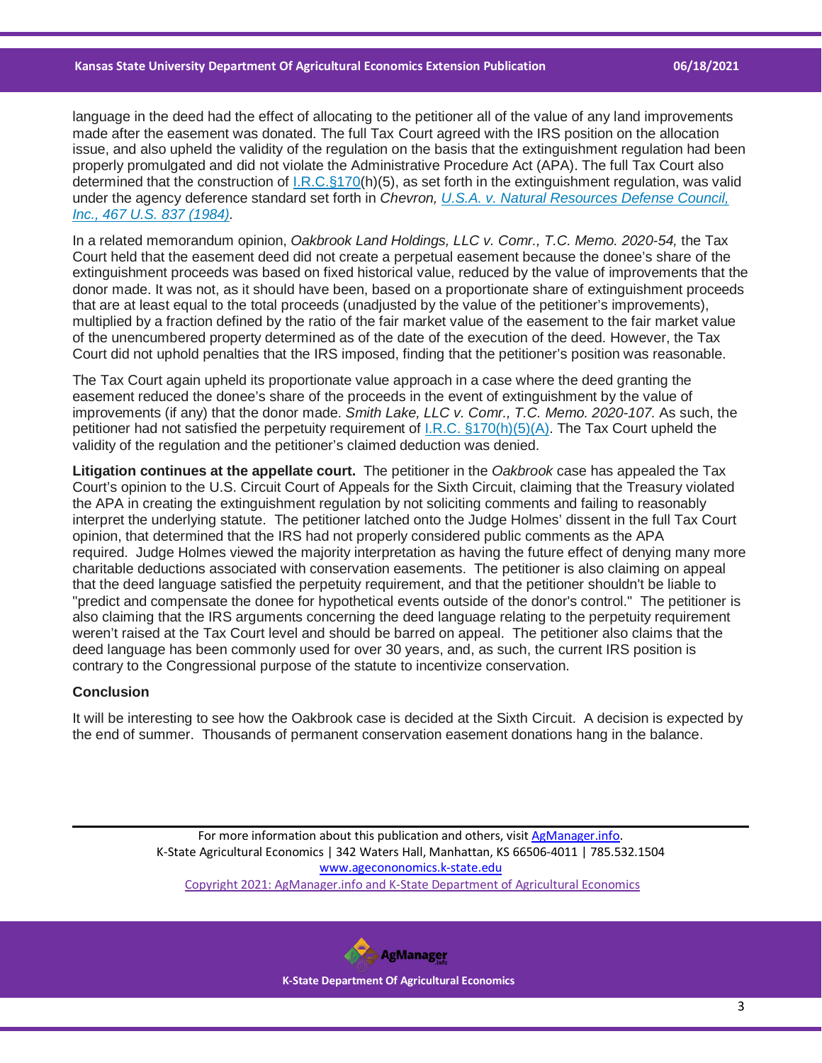language in the deed had the effect of allocating to the petitioner all of the value of any land improvements made after the easement was donated. The full Tax Court agreed with the IRS position on the allocation issue, and also upheld the validity of the regulation on the basis that the extinguishment regulation had been properly promulgated and did not violate the Administrative Procedure Act (APA). The full Tax Court also determined that the construction of I.R.C.§170(h)(5), as set forth in the extinguishment regulation, was valid under the agency deference standard set forth in *Chevron, U.S.A. v. Natural Resources Defense Council, Inc., 467 U.S. 837 (1984)*.

In a related memorandum opinion, *Oakbrook Land Holdings, LLC v. Comr., T.C. Memo. 2020-54,* the Tax Court held that the easement deed did not create a perpetual easement because the donee's share of the extinguishment proceeds was based on fixed historical value, reduced by the value of improvements that the donor made. It was not, as it should have been, based on a proportionate share of extinguishment proceeds that are at least equal to the total proceeds (unadjusted by the value of the petitioner's improvements), multiplied by a fraction defined by the ratio of the fair market value of the easement to the fair market value of the unencumbered property determined as of the date of the execution of the deed. However, the Tax Court did not uphold penalties that the IRS imposed, finding that the petitioner's position was reasonable.

The Tax Court again upheld its proportionate value approach in a case where the deed granting the easement reduced the donee's share of the proceeds in the event of extinguishment by the value of improvements (if any) that the donor made. *Smith Lake, LLC v. Comr., T.C. Memo. 2020-107.* As such, the petitioner had not satisfied the perpetuity requirement of I.R.C. §170(h)(5)(A). The Tax Court upheld the validity of the regulation and the petitioner's claimed deduction was denied.

**Litigation continues at the appellate court.** The petitioner in the *Oakbrook* case has appealed the Tax Court's opinion to the U.S. Circuit Court of Appeals for the Sixth Circuit, claiming that the Treasury violated the APA in creating the extinguishment regulation by not soliciting comments and failing to reasonably interpret the underlying statute. The petitioner latched onto the Judge Holmes' dissent in the full Tax Court opinion, that determined that the IRS had not properly considered public comments as the APA required. Judge Holmes viewed the majority interpretation as having the future effect of denying many more charitable deductions associated with conservation easements. The petitioner is also claiming on appeal that the deed language satisfied the perpetuity requirement, and that the petitioner shouldn't be liable to "predict and compensate the donee for hypothetical events outside of the donor's control." The petitioner is also claiming that the IRS arguments concerning the deed language relating to the perpetuity requirement weren't raised at the Tax Court level and should be barred on appeal. The petitioner also claims that the deed language has been commonly used for over 30 years, and, as such, the current IRS position is contrary to the Congressional purpose of the statute to incentivize conservation.

### Conclusion

It will be interesting to see how the Oakbrook case is decided at the Sixth Circuit. A decision is expected by the end of summer. Thousands of permanent conservation easement donations hang in the balance.

For more information about this publication and others, visit AgManager.info.
K-State Agricultural Economics | 342 Waters Hall, Manhattan, KS 66506-4011 | 785.532.1504
www.agecononomics.k-state.edu
Copyright 2021: AgManager.info and K-State Department of Agricultural Economics